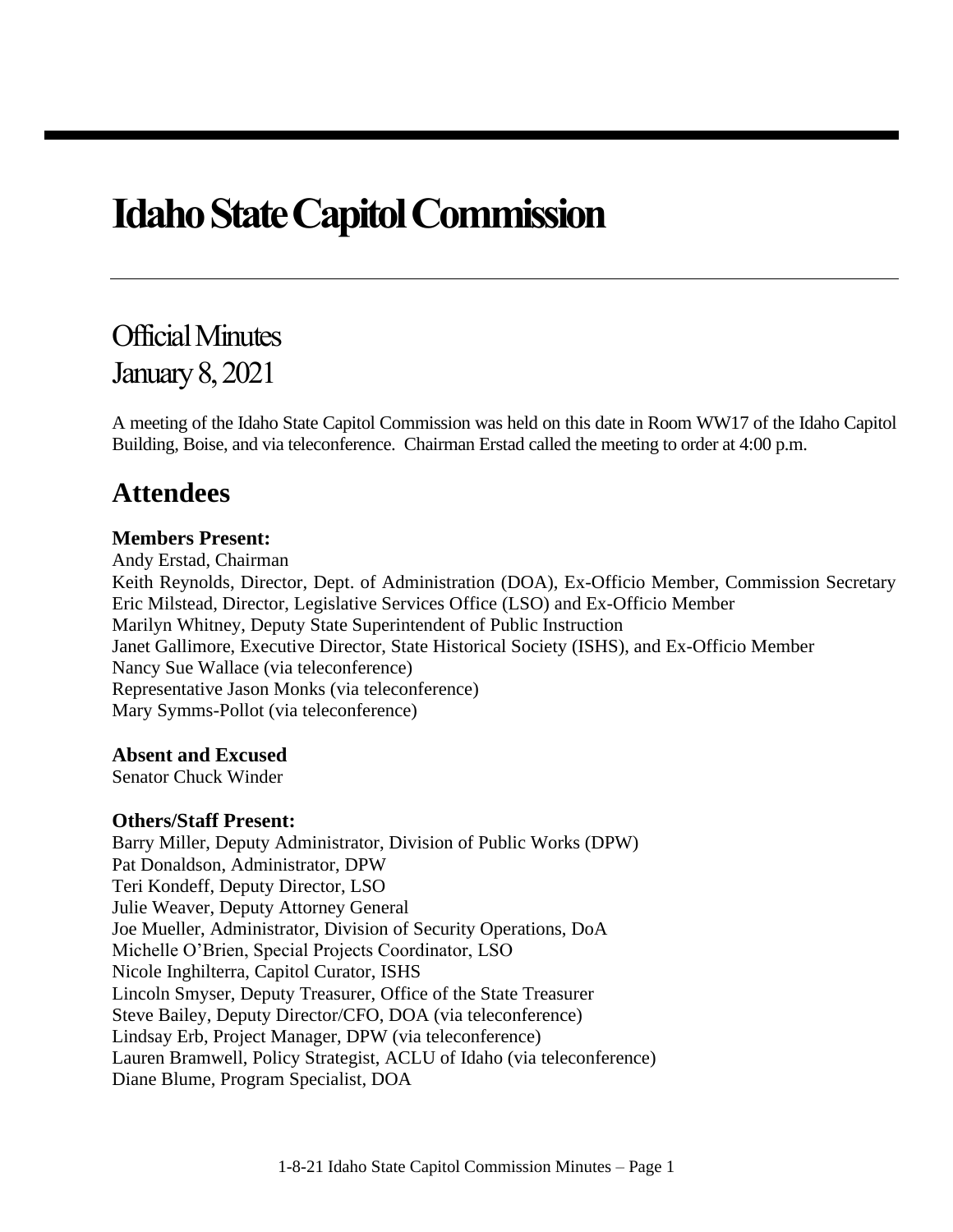# Idaho State Capitol Commission

## Official Minutes
## January 8, 2021

A meeting of the Idaho State Capitol Commission was held on this date in Room WW17 of the Idaho Capitol Building, Boise, and via teleconference. Chairman Erstad called the meeting to order at 4:00 p.m.

## Attendees

### Members Present:

Andy Erstad, Chairman
Keith Reynolds, Director, Dept. of Administration (DOA), Ex-Officio Member, Commission Secretary
Eric Milstead, Director, Legislative Services Office (LSO) and Ex-Officio Member
Marilyn Whitney, Deputy State Superintendent of Public Instruction
Janet Gallimore, Executive Director, State Historical Society (ISHS), and Ex-Officio Member
Nancy Sue Wallace (via teleconference)
Representative Jason Monks (via teleconference)
Mary Symms-Pollot (via teleconference)

### Absent and Excused

Senator Chuck Winder

### Others/Staff Present:

Barry Miller, Deputy Administrator, Division of Public Works (DPW)
Pat Donaldson, Administrator, DPW
Teri Kondeff, Deputy Director, LSO
Julie Weaver, Deputy Attorney General
Joe Mueller, Administrator, Division of Security Operations, DoA
Michelle O'Brien, Special Projects Coordinator, LSO
Nicole Inghilterra, Capitol Curator, ISHS
Lincoln Smyser, Deputy Treasurer, Office of the State Treasurer
Steve Bailey, Deputy Director/CFO, DOA (via teleconference)
Lindsay Erb, Project Manager, DPW (via teleconference)
Lauren Bramwell, Policy Strategist, ACLU of Idaho (via teleconference)
Diane Blume, Program Specialist, DOA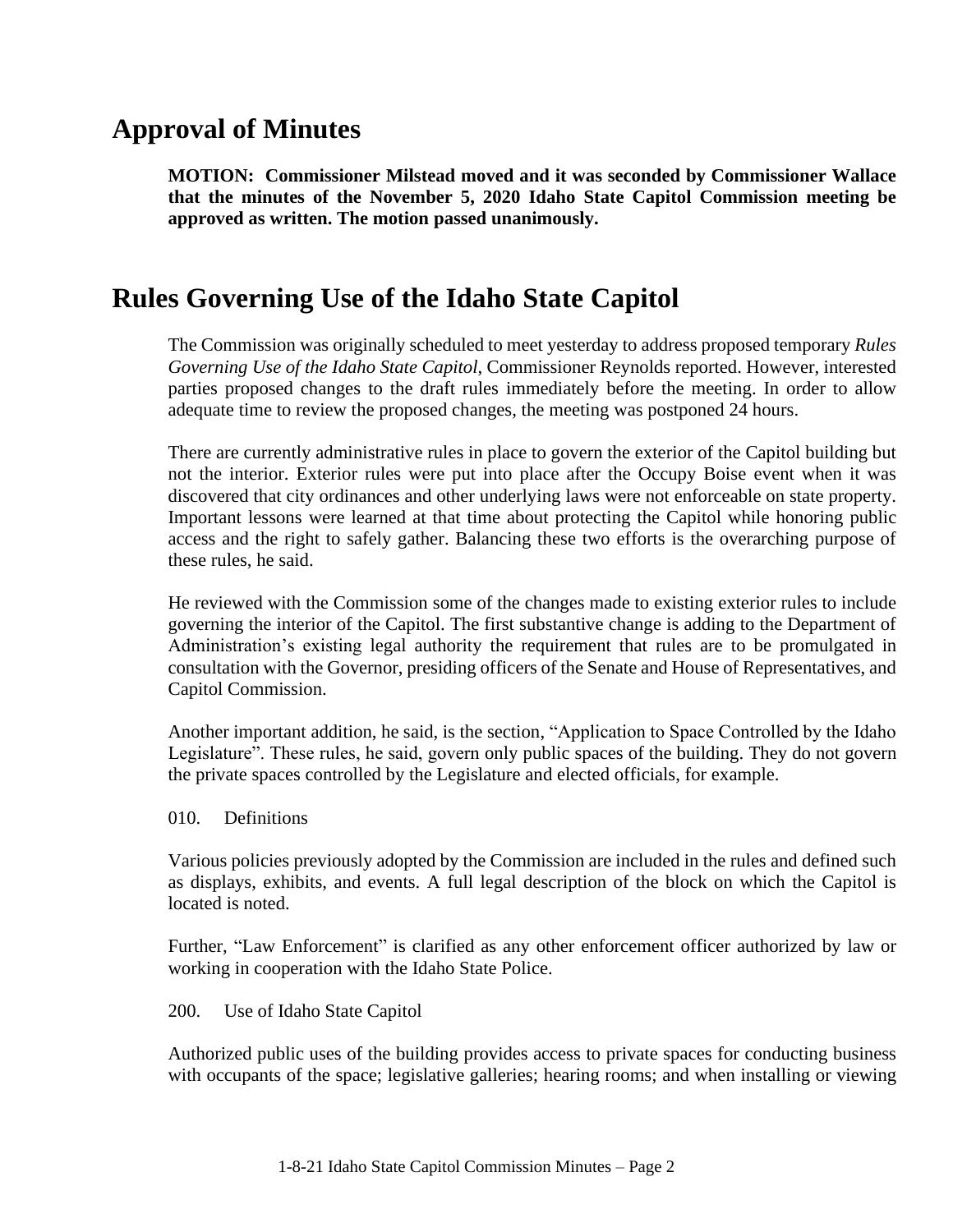## Approval of Minutes

**MOTION: Commissioner Milstead moved and it was seconded by Commissioner Wallace that the minutes of the November 5, 2020 Idaho State Capitol Commission meeting be approved as written. The motion passed unanimously.**

## Rules Governing Use of the Idaho State Capitol

The Commission was originally scheduled to meet yesterday to address proposed temporary *Rules Governing Use of the Idaho State Capitol*, Commissioner Reynolds reported. However, interested parties proposed changes to the draft rules immediately before the meeting. In order to allow adequate time to review the proposed changes, the meeting was postponed 24 hours.

There are currently administrative rules in place to govern the exterior of the Capitol building but not the interior. Exterior rules were put into place after the Occupy Boise event when it was discovered that city ordinances and other underlying laws were not enforceable on state property. Important lessons were learned at that time about protecting the Capitol while honoring public access and the right to safely gather. Balancing these two efforts is the overarching purpose of these rules, he said.

He reviewed with the Commission some of the changes made to existing exterior rules to include governing the interior of the Capitol. The first substantive change is adding to the Department of Administration's existing legal authority the requirement that rules are to be promulgated in consultation with the Governor, presiding officers of the Senate and House of Representatives, and Capitol Commission.

Another important addition, he said, is the section, "Application to Space Controlled by the Idaho Legislature". These rules, he said, govern only public spaces of the building. They do not govern the private spaces controlled by the Legislature and elected officials, for example.

010. Definitions

Various policies previously adopted by the Commission are included in the rules and defined such as displays, exhibits, and events. A full legal description of the block on which the Capitol is located is noted.

Further, "Law Enforcement" is clarified as any other enforcement officer authorized by law or working in cooperation with the Idaho State Police.

200. Use of Idaho State Capitol

Authorized public uses of the building provides access to private spaces for conducting business with occupants of the space; legislative galleries; hearing rooms; and when installing or viewing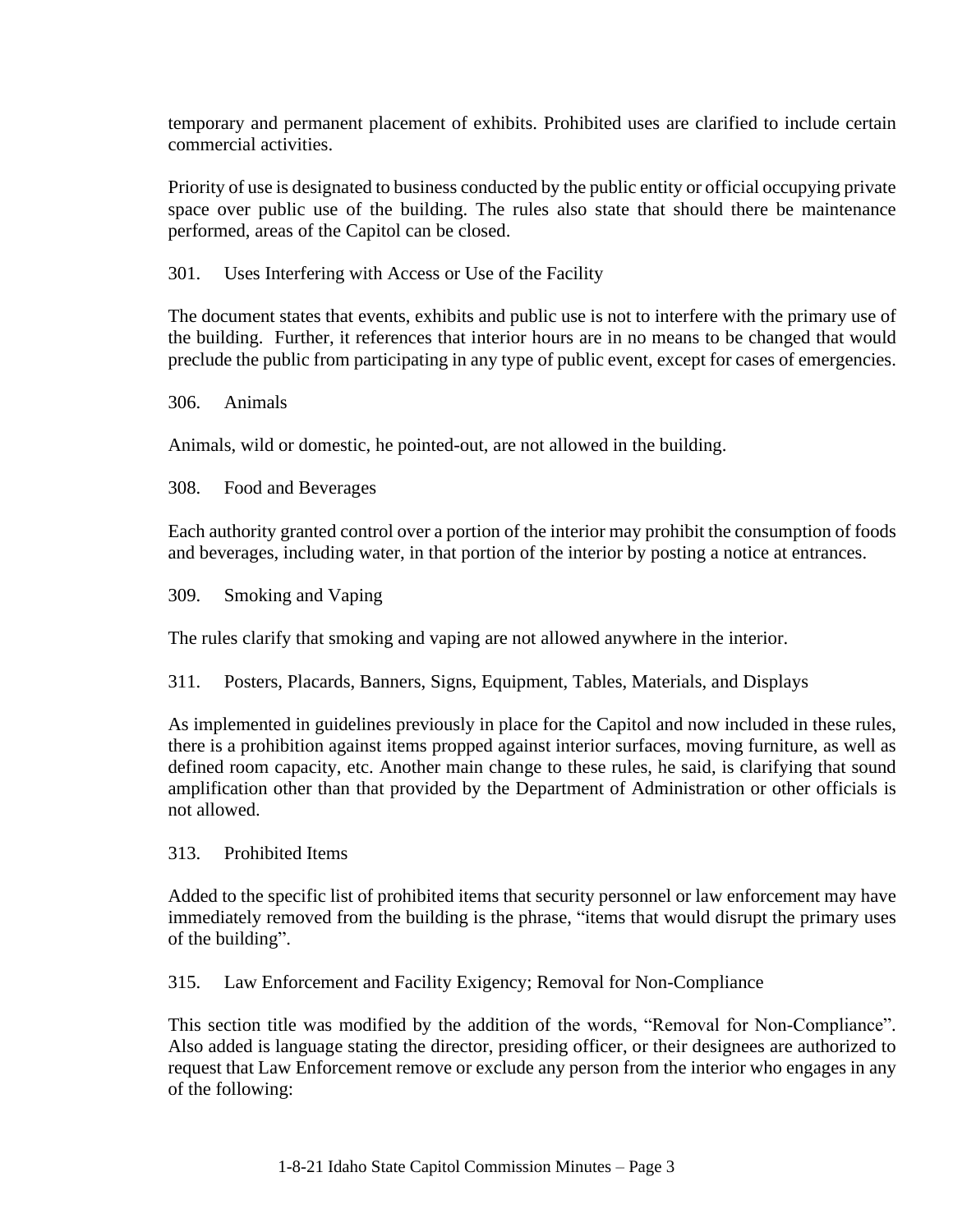temporary and permanent placement of exhibits. Prohibited uses are clarified to include certain commercial activities.

Priority of use is designated to business conducted by the public entity or official occupying private space over public use of the building. The rules also state that should there be maintenance performed, areas of the Capitol can be closed.

301. Uses Interfering with Access or Use of the Facility

The document states that events, exhibits and public use is not to interfere with the primary use of the building. Further, it references that interior hours are in no means to be changed that would preclude the public from participating in any type of public event, except for cases of emergencies.

306. Animals

Animals, wild or domestic, he pointed-out, are not allowed in the building.

308. Food and Beverages

Each authority granted control over a portion of the interior may prohibit the consumption of foods and beverages, including water, in that portion of the interior by posting a notice at entrances.

309. Smoking and Vaping

The rules clarify that smoking and vaping are not allowed anywhere in the interior.

311. Posters, Placards, Banners, Signs, Equipment, Tables, Materials, and Displays

As implemented in guidelines previously in place for the Capitol and now included in these rules, there is a prohibition against items propped against interior surfaces, moving furniture, as well as defined room capacity, etc. Another main change to these rules, he said, is clarifying that sound amplification other than that provided by the Department of Administration or other officials is not allowed.

313. Prohibited Items

Added to the specific list of prohibited items that security personnel or law enforcement may have immediately removed from the building is the phrase, "items that would disrupt the primary uses of the building".

315. Law Enforcement and Facility Exigency; Removal for Non-Compliance

This section title was modified by the addition of the words, "Removal for Non-Compliance". Also added is language stating the director, presiding officer, or their designees are authorized to request that Law Enforcement remove or exclude any person from the interior who engages in any of the following: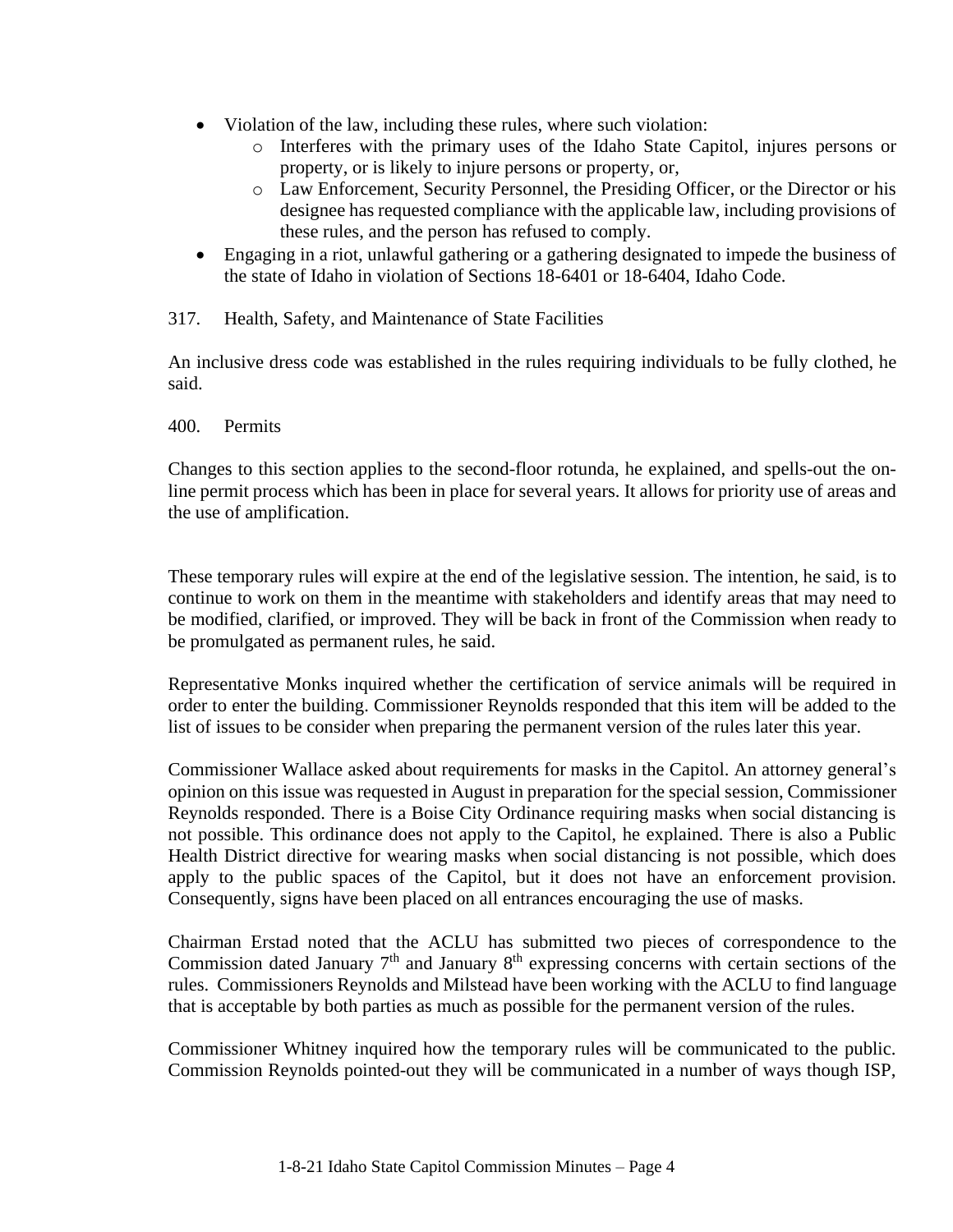- Violation of the law, including these rules, where such violation:
    - Interferes with the primary uses of the Idaho State Capitol, injures persons or property, or is likely to injure persons or property, or,
    - Law Enforcement, Security Personnel, the Presiding Officer, or the Director or his designee has requested compliance with the applicable law, including provisions of these rules, and the person has refused to comply.
- Engaging in a riot, unlawful gathering or a gathering designated to impede the business of the state of Idaho in violation of Sections 18-6401 or 18-6404, Idaho Code.

317. Health, Safety, and Maintenance of State Facilities

An inclusive dress code was established in the rules requiring individuals to be fully clothed, he said.

400. Permits

Changes to this section applies to the second-floor rotunda, he explained, and spells-out the on-line permit process which has been in place for several years. It allows for priority use of areas and the use of amplification.

These temporary rules will expire at the end of the legislative session. The intention, he said, is to continue to work on them in the meantime with stakeholders and identify areas that may need to be modified, clarified, or improved. They will be back in front of the Commission when ready to be promulgated as permanent rules, he said.

Representative Monks inquired whether the certification of service animals will be required in order to enter the building. Commissioner Reynolds responded that this item will be added to the list of issues to be consider when preparing the permanent version of the rules later this year.

Commissioner Wallace asked about requirements for masks in the Capitol. An attorney general's opinion on this issue was requested in August in preparation for the special session, Commissioner Reynolds responded. There is a Boise City Ordinance requiring masks when social distancing is not possible. This ordinance does not apply to the Capitol, he explained. There is also a Public Health District directive for wearing masks when social distancing is not possible, which does apply to the public spaces of the Capitol, but it does not have an enforcement provision. Consequently, signs have been placed on all entrances encouraging the use of masks.

Chairman Erstad noted that the ACLU has submitted two pieces of correspondence to the Commission dated January 7th and January 8th expressing concerns with certain sections of the rules. Commissioners Reynolds and Milstead have been working with the ACLU to find language that is acceptable by both parties as much as possible for the permanent version of the rules.

Commissioner Whitney inquired how the temporary rules will be communicated to the public. Commission Reynolds pointed-out they will be communicated in a number of ways though ISP,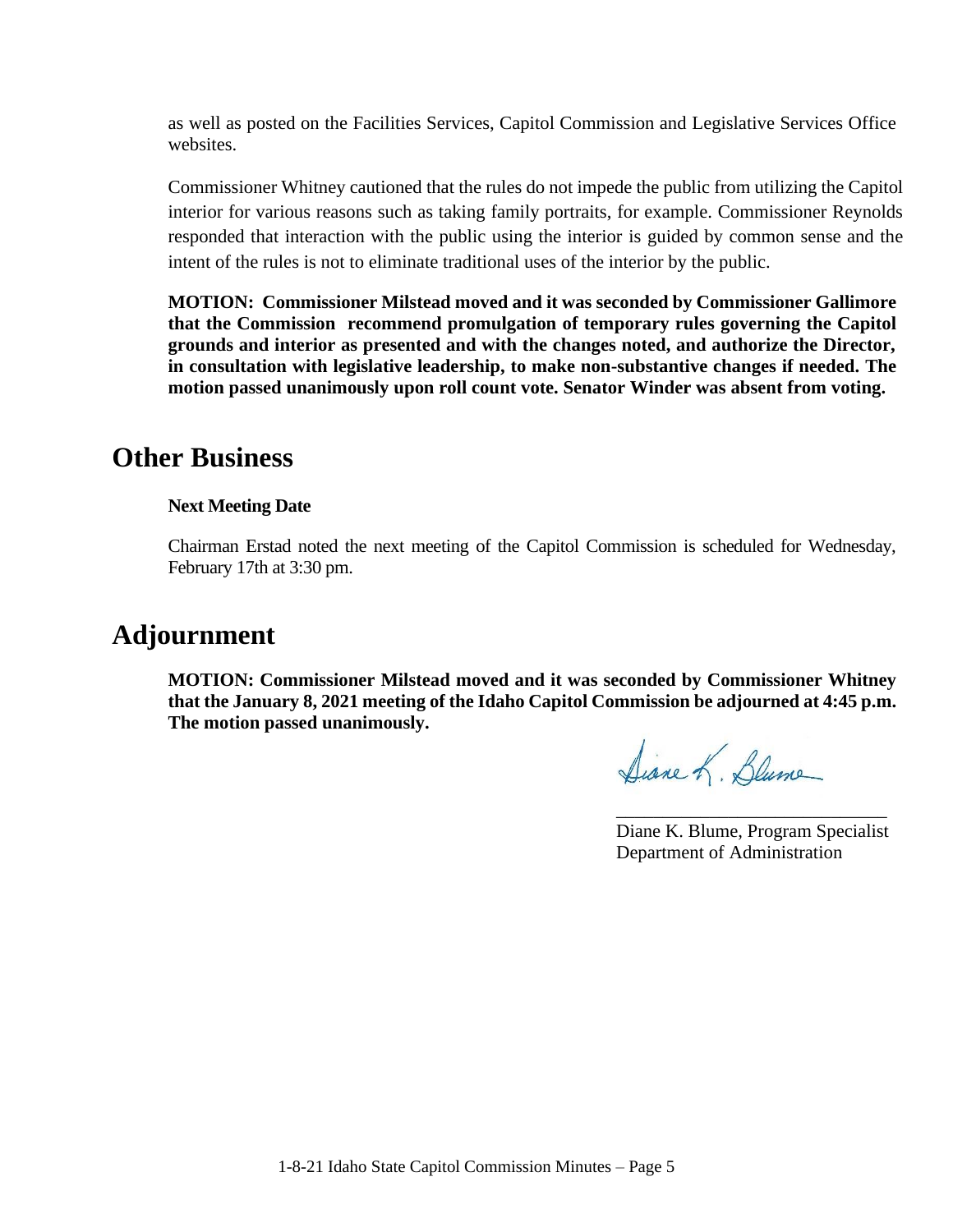as well as posted on the Facilities Services, Capitol Commission and Legislative Services Office websites.

Commissioner Whitney cautioned that the rules do not impede the public from utilizing the Capitol interior for various reasons such as taking family portraits, for example. Commissioner Reynolds responded that interaction with the public using the interior is guided by common sense and the intent of the rules is not to eliminate traditional uses of the interior by the public.

**MOTION: Commissioner Milstead moved and it was seconded by Commissioner Gallimore that the Commission recommend promulgation of temporary rules governing the Capitol grounds and interior as presented and with the changes noted, and authorize the Director, in consultation with legislative leadership, to make non-substantive changes if needed. The motion passed unanimously upon roll count vote. Senator Winder was absent from voting.**

# Other Business

**Next Meeting Date**

Chairman Erstad noted the next meeting of the Capitol Commission is scheduled for Wednesday, February 17th at 3:30 pm.

# Adjournment

**MOTION: Commissioner Milstead moved and it was seconded by Commissioner Whitney that the January 8, 2021 meeting of the Idaho Capitol Commission be adjourned at 4:45 p.m. The motion passed unanimously.**

Diane K. Blume

Diane K. Blume, Program Specialist
Department of Administration